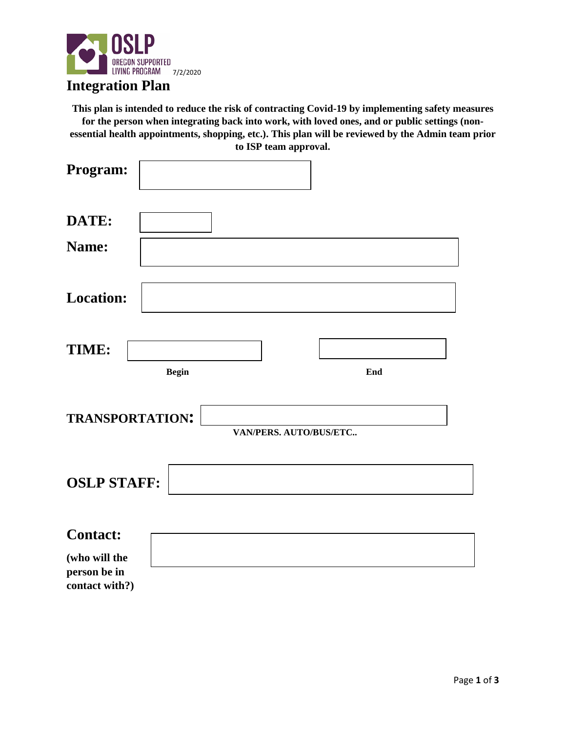OSLP OREGON SUPPORTED LIVING PROGRAM 7/2/2020

# Integration Plan

**This plan is intended to reduce the risk of contracting Covid-19 by implementing safety measures for the person when integrating back into work, with loved ones, and or public settings (non-essential health appointments, shopping, etc.). This plan will be reviewed by the Admin team prior to ISP team approval.**

**Program:**

**DATE:**

**Name:**

**Location:**

**TIME:**

**Begin** **End**

**TRANSPORTATION:**

**VAN/PERS. AUTO/BUS/ETC..**

**OSLP STAFF:**

**Contact:**

**(who will the person be in contact with?)**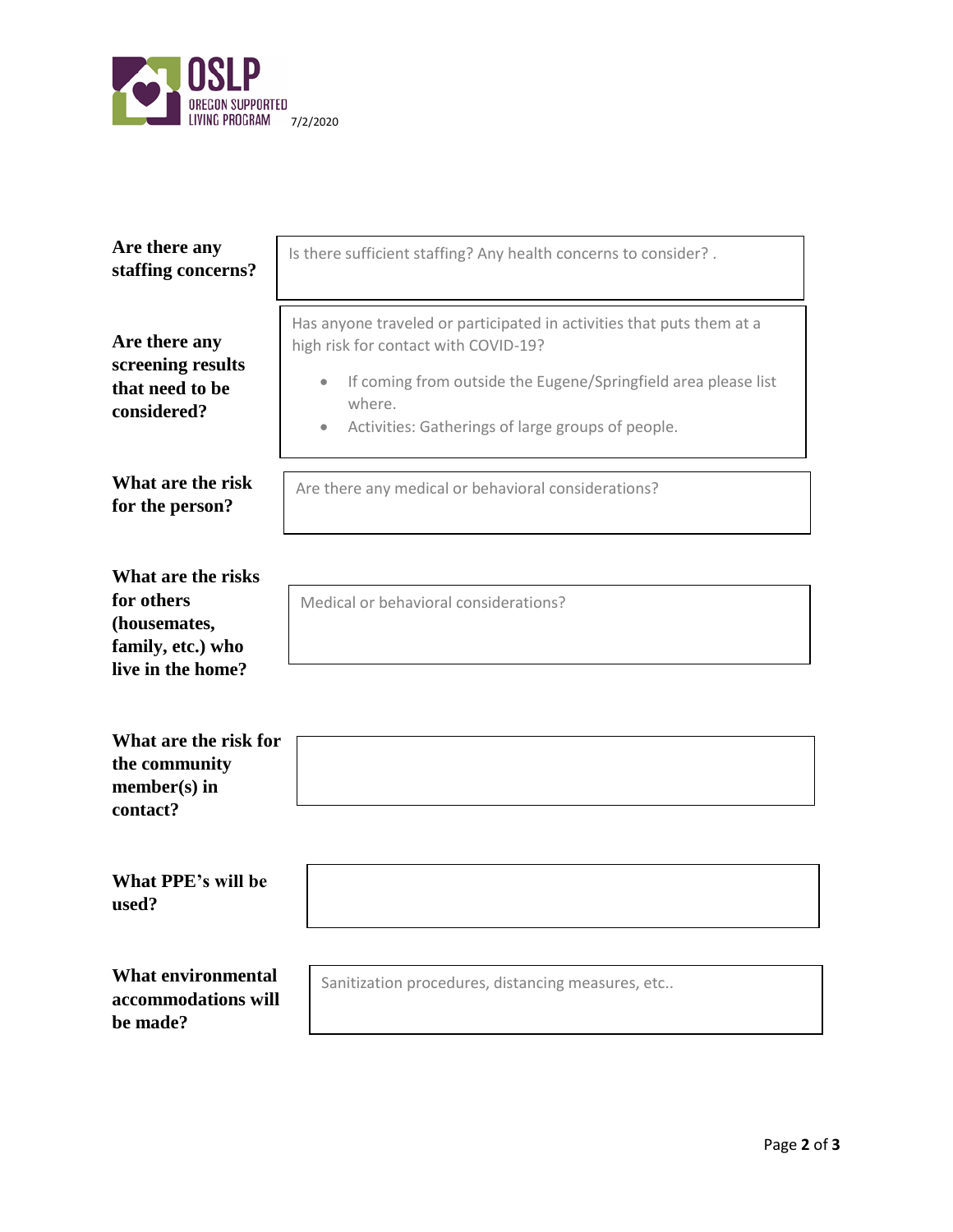OSLP
OREGON SUPPORTED LIVING PROGRAM 7/2/2020

| | |
|---|---|
| **Are there any staffing concerns?** | Is there sufficient staffing? Any health concerns to consider? . |
| **Are there any screening results that need to be considered?** | Has anyone traveled or participated in activities that puts them at a high risk for contact with COVID-19?<br>• If coming from outside the Eugene/Springfield area please list where.<br>• Activities: Gatherings of large groups of people. |
| **What are the risk for the person?** | Are there any medical or behavioral considerations? |
| **What are the risks for others (housemates, family, etc.) who live in the home?** | Medical or behavioral considerations? |
| **What are the risk for the community member(s) in contact?** | |
| **What PPE's will be used?** | |
| **What environmental accommodations will be made?** | Sanitization procedures, distancing measures, etc.. |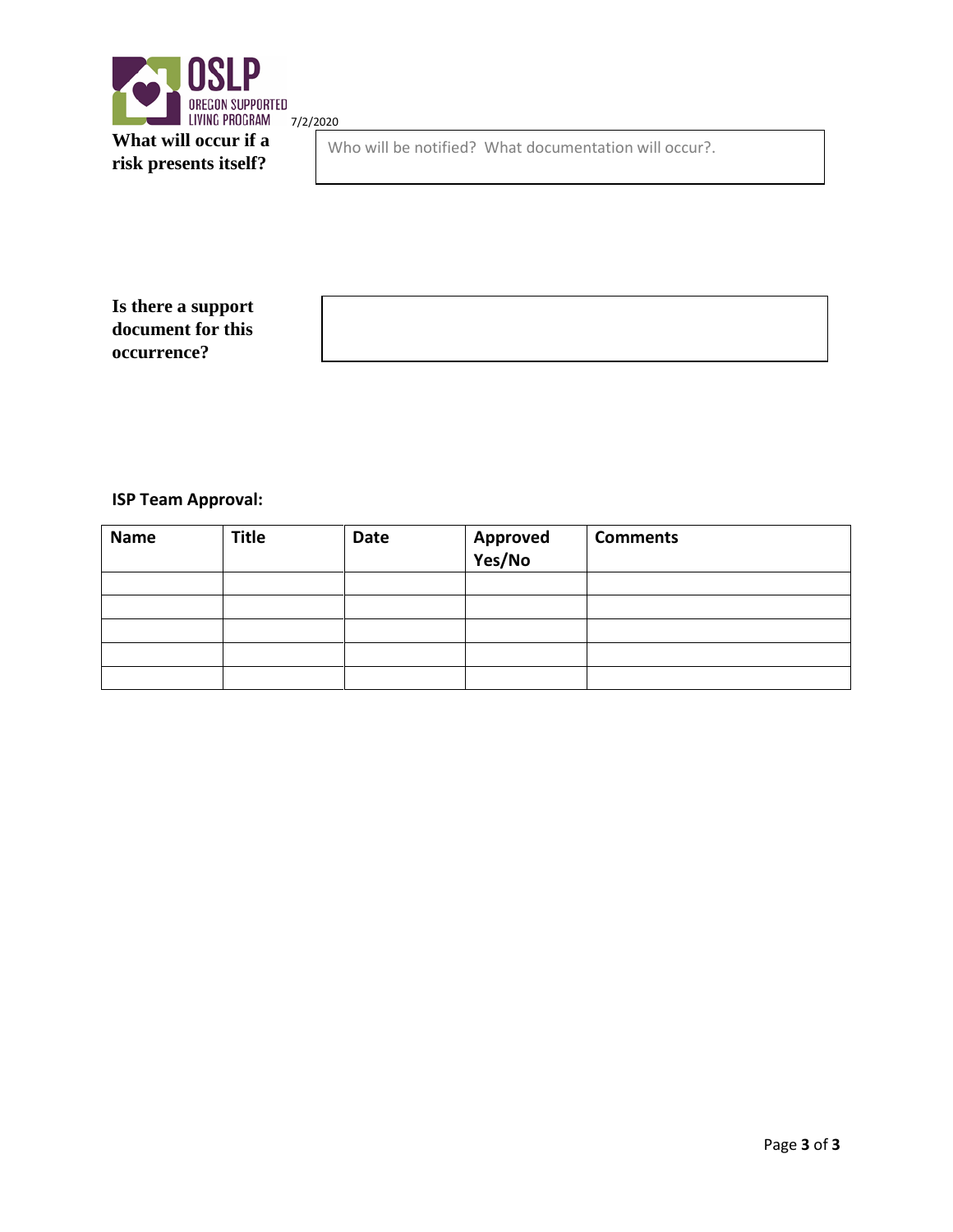7/2/2020

**What will occur if a risk presents itself?**

Who will be notified?  What documentation will occur?.

**Is there a support document for this occurrence?**

**ISP Team Approval:**

| Name | Title | Date | Approved Yes/No | Comments |
|---|---|---|---|---|
| | | | | |
| | | | | |
| | | | | |
| | | | | |
| | | | | |